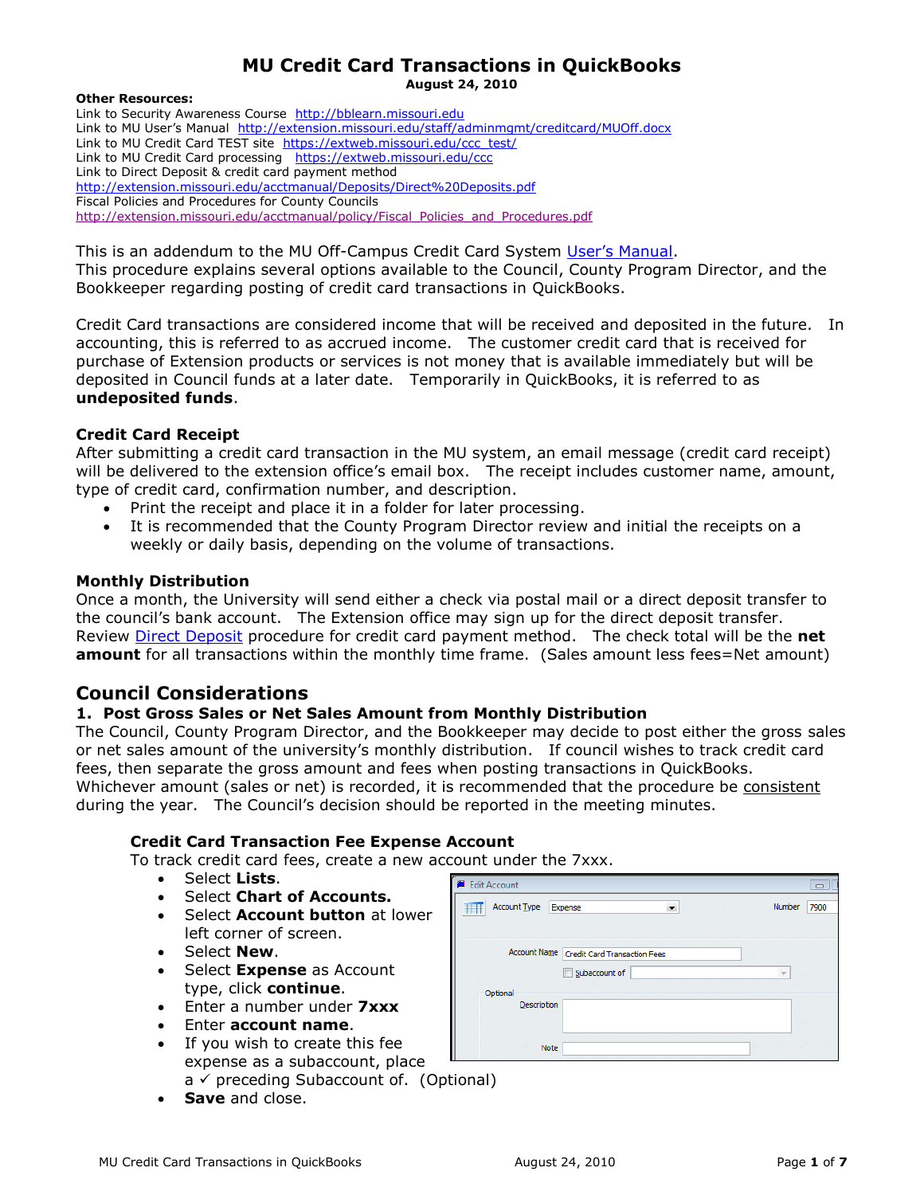# MU Credit Card Transactions in QuickBooks

**August 24, 2010**

**Other Resources:**

Link to Security Awareness Course http://bblearn.missouri.edu
Link to MU User's Manual http://extension.missouri.edu/staff/adminmgmt/creditcard/MUOff.docx
Link to MU Credit Card TEST site https://extweb.missouri.edu/ccc_test/
Link to MU Credit Card processing https://extweb.missouri.edu/ccc
Link to Direct Deposit & credit card payment method
http://extension.missouri.edu/acctmanual/Deposits/Direct%20Deposits.pdf
Fiscal Policies and Procedures for County Councils
http://extension.missouri.edu/acctmanual/policy/Fiscal_Policies_and_Procedures.pdf

This is an addendum to the MU Off-Campus Credit Card System User's Manual.
This procedure explains several options available to the Council, County Program Director, and the Bookkeeper regarding posting of credit card transactions in QuickBooks.

Credit Card transactions are considered income that will be received and deposited in the future. In accounting, this is referred to as accrued income. The customer credit card that is received for purchase of Extension products or services is not money that is available immediately but will be deposited in Council funds at a later date. Temporarily in QuickBooks, it is referred to as **undeposited funds**.

### Credit Card Receipt

After submitting a credit card transaction in the MU system, an email message (credit card receipt) will be delivered to the extension office's email box. The receipt includes customer name, amount, type of credit card, confirmation number, and description.

- Print the receipt and place it in a folder for later processing.
- It is recommended that the County Program Director review and initial the receipts on a weekly or daily basis, depending on the volume of transactions.

### Monthly Distribution

Once a month, the University will send either a check via postal mail or a direct deposit transfer to the council's bank account. The Extension office may sign up for the direct deposit transfer. Review Direct Deposit procedure for credit card payment method. The check total will be the **net amount** for all transactions within the monthly time frame. (Sales amount less fees=Net amount)

## Council Considerations

### 1. Post Gross Sales or Net Sales Amount from Monthly Distribution

The Council, County Program Director, and the Bookkeeper may decide to post either the gross sales or net sales amount of the university's monthly distribution. If council wishes to track credit card fees, then separate the gross amount and fees when posting transactions in QuickBooks. Whichever amount (sales or net) is recorded, it is recommended that the procedure be consistent during the year. The Council's decision should be reported in the meeting minutes.

#### Credit Card Transaction Fee Expense Account

To track credit card fees, create a new account under the 7xxx.

- Select **Lists**.
- Select **Chart of Accounts.**
- Select **Account button** at lower left corner of screen.
- Select **New**.
- Select **Expense** as Account type, click **continue**.
- Enter a number under **7xxx**
- Enter **account name**.
- If you wish to create this fee expense as a subaccount, place a ✓ preceding Subaccount of. (Optional)
- **Save** and close.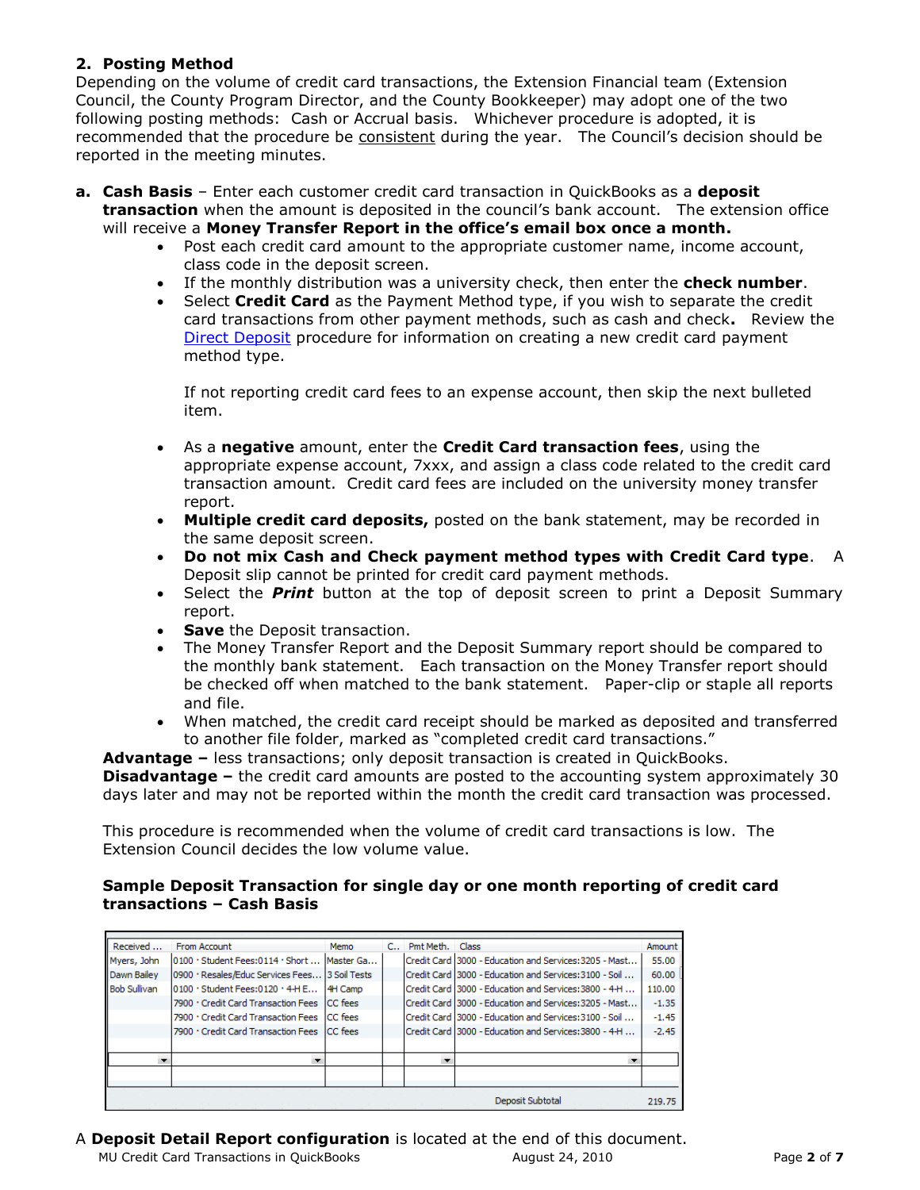## 2. Posting Method

Depending on the volume of credit card transactions, the Extension Financial team (Extension Council, the County Program Director, and the County Bookkeeper) may adopt one of the two following posting methods: Cash or Accrual basis. Whichever procedure is adopted, it is recommended that the procedure be consistent during the year. The Council's decision should be reported in the meeting minutes.

**a. Cash Basis** – Enter each customer credit card transaction in QuickBooks as a **deposit transaction** when the amount is deposited in the council's bank account. The extension office will receive a **Money Transfer Report in the office's email box once a month.**

- Post each credit card amount to the appropriate customer name, income account, class code in the deposit screen.
- If the monthly distribution was a university check, then enter the **check number**.
- Select **Credit Card** as the Payment Method type, if you wish to separate the credit card transactions from other payment methods, such as cash and check**.** Review the Direct Deposit procedure for information on creating a new credit card payment method type.

  If not reporting credit card fees to an expense account, then skip the next bulleted item.

- As a **negative** amount, enter the **Credit Card transaction fees**, using the appropriate expense account, 7xxx, and assign a class code related to the credit card transaction amount. Credit card fees are included on the university money transfer report.
- **Multiple credit card deposits,** posted on the bank statement, may be recorded in the same deposit screen.
- **Do not mix Cash and Check payment method types with Credit Card type**. A Deposit slip cannot be printed for credit card payment methods.
- Select the ***Print*** button at the top of deposit screen to print a Deposit Summary report.
- **Save** the Deposit transaction.
- The Money Transfer Report and the Deposit Summary report should be compared to the monthly bank statement. Each transaction on the Money Transfer report should be checked off when matched to the bank statement. Paper-clip or staple all reports and file.
- When matched, the credit card receipt should be marked as deposited and transferred to another file folder, marked as "completed credit card transactions."

**Advantage –** less transactions; only deposit transaction is created in QuickBooks.
**Disadvantage –** the credit card amounts are posted to the accounting system approximately 30 days later and may not be reported within the month the credit card transaction was processed.

This procedure is recommended when the volume of credit card transactions is low. The Extension Council decides the low volume value.

**Sample Deposit Transaction for single day or one month reporting of credit card transactions – Cash Basis**

| Received ... | From Account | Memo | C.. | Pmt Meth. | Class | Amount |
|---|---|---|---|---|---|---|
| Myers, John | 0100 · Student Fees:0114 · Short ... | Master Ga... | | Credit Card | 3000 - Education and Services:3205 - Mast... | 55.00 |
| Dawn Bailey | 0900 · Resales/Educ Services Fees... | 3 Soil Tests | | Credit Card | 3000 - Education and Services:3100 - Soil ... | 60.00 |
| Bob Sullivan | 0100 · Student Fees:0120 · 4-H E... | 4H Camp | | Credit Card | 3000 - Education and Services:3800 - 4-H ... | 110.00 |
| | 7900 · Credit Card Transaction Fees | CC fees | | Credit Card | 3000 - Education and Services:3205 - Mast... | -1.35 |
| | 7900 · Credit Card Transaction Fees | CC fees | | Credit Card | 3000 - Education and Services:3100 - Soil ... | -1.45 |
| | 7900 · Credit Card Transaction Fees | CC fees | | Credit Card | 3000 - Education and Services:3800 - 4-H ... | -2.45 |
| | | | | | Deposit Subtotal | 219.75 |

A **Deposit Detail Report configuration** is located at the end of this document.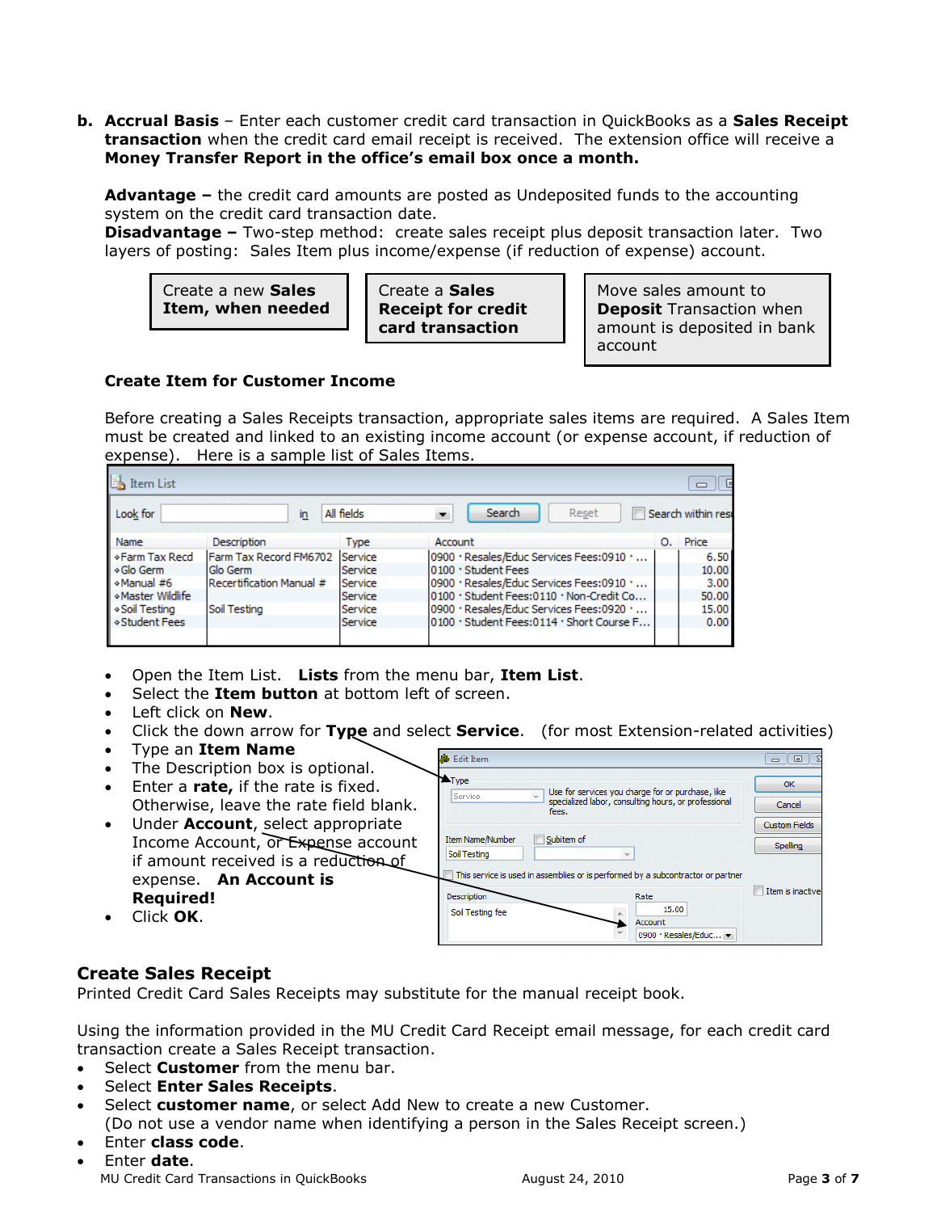**b. Accrual Basis** – Enter each customer credit card transaction in QuickBooks as a **Sales Receipt transaction** when the credit card email receipt is received. The extension office will receive a **Money Transfer Report in the office's email box once a month.**

**Advantage –** the credit card amounts are posted as Undeposited funds to the accounting system on the credit card transaction date.
**Disadvantage –** Two-step method: create sales receipt plus deposit transaction later. Two layers of posting: Sales Item plus income/expense (if reduction of expense) account.

| Create a new **Sales Item, when needed** | Create a **Sales Receipt for credit card transaction** | Move sales amount to **Deposit** Transaction when amount is deposited in bank account |
|---|---|---|

### Create Item for Customer Income

Before creating a Sales Receipts transaction, appropriate sales items are required. A Sales Item must be created and linked to an existing income account (or expense account, if reduction of expense). Here is a sample list of Sales Items.

| Name | Description | Type | Account | O. | Price |
|---|---|---|---|---|---|
| ◆Farm Tax Recd | Farm Tax Record FM6702 | Service | 0900 · Resales/Educ Services Fees:0910 · ... | | 6.50 |
| ◆Glo Germ | Glo Germ | Service | 0100 · Student Fees | | 10.00 |
| ◆Manual #6 | Recertification Manual # | Service | 0900 · Resales/Educ Services Fees:0910 · ... | | 3.00 |
| ◆Master Wildlife | | Service | 0100 · Student Fees:0110 · Non-Credit Co... | | 50.00 |
| ◆Soil Testing | Soil Testing | Service | 0900 · Resales/Educ Services Fees:0920 · ... | | 15.00 |
| ◆Student Fees | | Service | 0100 · Student Fees:0114 · Short Course F... | | 0.00 |

- Open the Item List. **Lists** from the menu bar, **Item List**.
- Select the **Item button** at bottom left of screen.
- Left click on **New**.
- Click the down arrow for **Type** and select **Service**. (for most Extension-related activities)
- Type an **Item Name**
- The Description box is optional.
- Enter a **rate,** if the rate is fixed. Otherwise, leave the rate field blank.
- Under **Account**, select appropriate Income Account, or Expense account if amount received is a reduction of expense. **An Account is Required!**
- Click **OK**.

## Create Sales Receipt

Printed Credit Card Sales Receipts may substitute for the manual receipt book.

Using the information provided in the MU Credit Card Receipt email message, for each credit card transaction create a Sales Receipt transaction.

- Select **Customer** from the menu bar.
- Select **Enter Sales Receipts**.
- Select **customer name**, or select Add New to create a new Customer. (Do not use a vendor name when identifying a person in the Sales Receipt screen.)
- Enter **class code**.
- Enter **date**.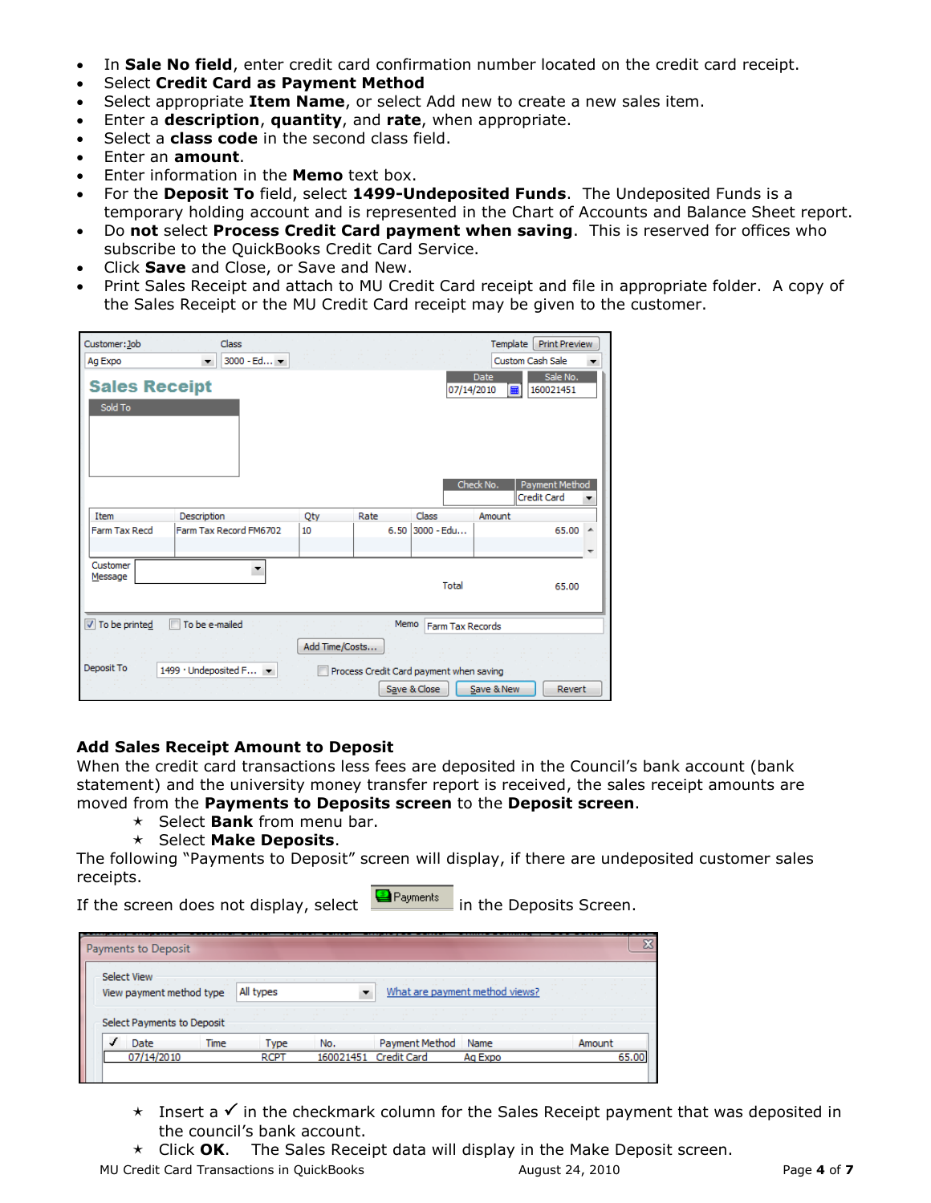- In **Sale No field**, enter credit card confirmation number located on the credit card receipt.
- Select **Credit Card as Payment Method**
- Select appropriate **Item Name**, or select Add new to create a new sales item.
- Enter a **description**, **quantity**, and **rate**, when appropriate.
- Select a **class code** in the second class field.
- Enter an **amount**.
- Enter information in the **Memo** text box.
- For the **Deposit To** field, select **1499-Undeposited Funds**. The Undeposited Funds is a temporary holding account and is represented in the Chart of Accounts and Balance Sheet report.
- Do **not** select **Process Credit Card payment when saving**. This is reserved for offices who subscribe to the QuickBooks Credit Card Service.
- Click **Save** and Close, or Save and New.
- Print Sales Receipt and attach to MU Credit Card receipt and file in appropriate folder. A copy of the Sales Receipt or the MU Credit Card receipt may be given to the customer.

## Add Sales Receipt Amount to Deposit

When the credit card transactions less fees are deposited in the Council's bank account (bank statement) and the university money transfer report is received, the sales receipt amounts are moved from the **Payments to Deposits screen** to the **Deposit screen**.

- ★ Select **Bank** from menu bar.
- ★ Select **Make Deposits**.

The following "Payments to Deposit" screen will display, if there are undeposited customer sales receipts.

If the screen does not display, select Payments in the Deposits Screen.

- ★ Insert a ✓ in the checkmark column for the Sales Receipt payment that was deposited in the council's bank account.
- ★ Click **OK**. The Sales Receipt data will display in the Make Deposit screen.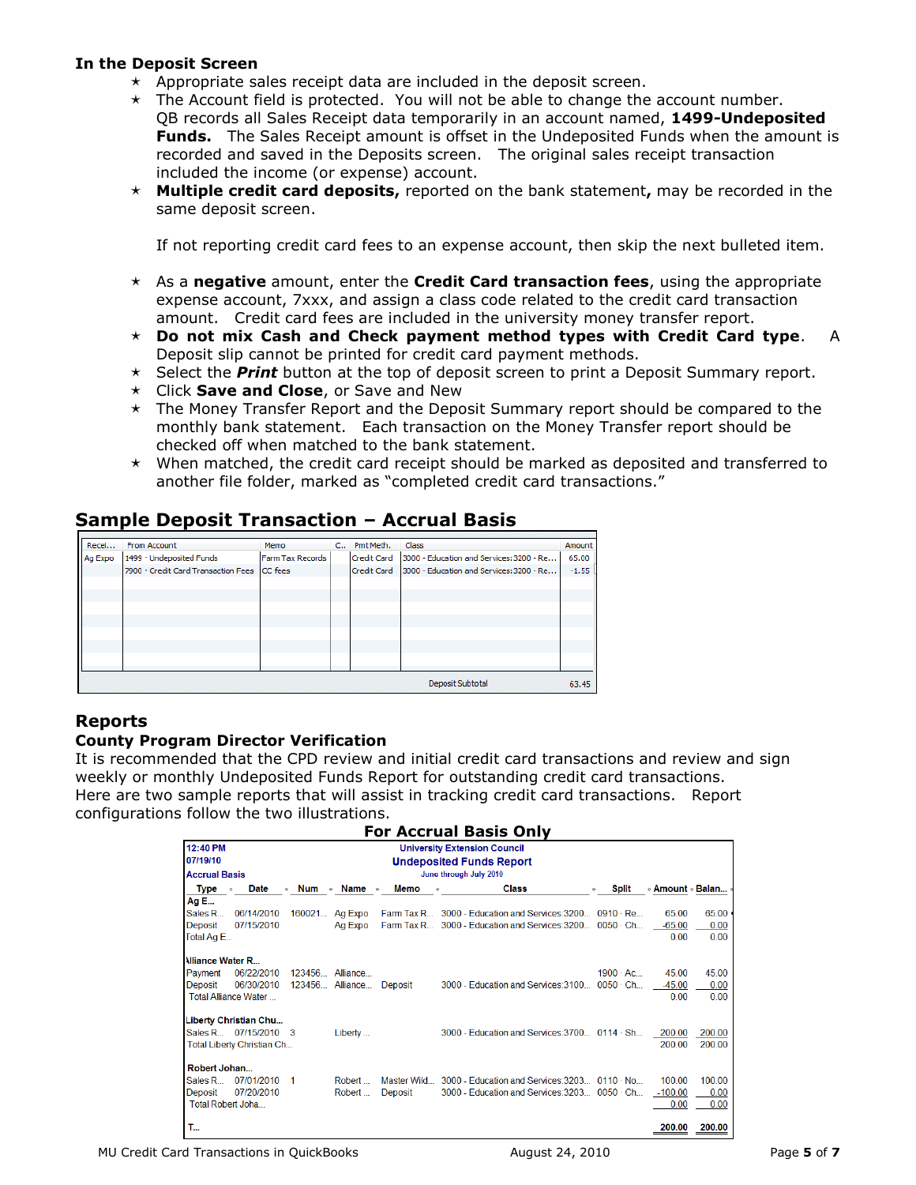### In the Deposit Screen

- ★ Appropriate sales receipt data are included in the deposit screen.
- ★ The Account field is protected. You will not be able to change the account number. QB records all Sales Receipt data temporarily in an account named, **1499-Undeposited Funds.** The Sales Receipt amount is offset in the Undeposited Funds when the amount is recorded and saved in the Deposits screen. The original sales receipt transaction included the income (or expense) account.
- ★ **Multiple credit card deposits,** reported on the bank statement**,** may be recorded in the same deposit screen.

  If not reporting credit card fees to an expense account, then skip the next bulleted item.

- ★ As a **negative** amount, enter the **Credit Card transaction fees**, using the appropriate expense account, 7xxx, and assign a class code related to the credit card transaction amount. Credit card fees are included in the university money transfer report.
- ★ **Do not mix Cash and Check payment method types with Credit Card type**. A Deposit slip cannot be printed for credit card payment methods.
- ★ Select the ***Print*** button at the top of deposit screen to print a Deposit Summary report.
- ★ Click **Save and Close**, or Save and New
- ★ The Money Transfer Report and the Deposit Summary report should be compared to the monthly bank statement. Each transaction on the Money Transfer report should be checked off when matched to the bank statement.
- ★ When matched, the credit card receipt should be marked as deposited and transferred to another file folder, marked as "completed credit card transactions."

## Sample Deposit Transaction – Accrual Basis

| Recei... | From Account | Memo | C.. | Pmt Meth. | Class | Amount |
|---|---|---|---|---|---|---|
| Ag Expo | 1499 · Undeposited Funds | Farm Tax Records | | Credit Card | 3000 - Education and Services:3200 - Re... | 65.00 |
| | 7900 · Credit Card Transaction Fees | CC fees | | Credit Card | 3000 - Education and Services:3200 - Re... | -1.55 |
| | | | | | Deposit Subtotal | 63.45 |

## Reports

### County Program Director Verification

It is recommended that the CPD review and initial credit card transactions and review and sign weekly or monthly Undeposited Funds Report for outstanding credit card transactions. Here are two sample reports that will assist in tracking credit card transactions. Report configurations follow the two illustrations.

**For Accrual Basis Only**

12:40 PM
07/19/10
Accrual Basis

**University Extension Council**
**Undeposited Funds Report**
June through July 2010

| Type | Date | Num | Name | Memo | Class | Split | Amount | Balan... |
|---|---|---|---|---|---|---|---|---|
| **Ag E...** | | | | | | | | |
| Sales R... | 06/14/2010 | 160021... | Ag Expo | Farm Tax R... | 3000 - Education and Services:3200... | 0910 · Re... | 65.00 | 65.00 |
| Deposit | 07/15/2010 | | Ag Expo | Farm Tax R... | 3000 - Education and Services:3200... | 0050 · Ch... | -65.00 | 0.00 |
| Total Ag E... | | | | | | | 0.00 | 0.00 |
| **Alliance Water R...** | | | | | | | | |
| Payment | 06/22/2010 | 123456... | Alliance... | | | 1900 · Ac... | 45.00 | 45.00 |
| Deposit | 06/30/2010 | 123456... | Alliance... | Deposit | 3000 - Education and Services:3100... | 0050 · Ch... | -45.00 | 0.00 |
| Total Alliance Water ... | | | | | | | 0.00 | 0.00 |
| **Liberty Christian Chu...** | | | | | | | | |
| Sales R... | 07/15/2010 | 3 | Liberty ... | | 3000 - Education and Services:3700... | 0114 · Sh... | 200.00 | 200.00 |
| Total Liberty Christian Ch... | | | | | | | 200.00 | 200.00 |
| **Robert Johan...** | | | | | | | | |
| Sales R... | 07/01/2010 | 1 | Robert ... | Master Wild... | 3000 - Education and Services:3203... | 0110 · No... | 100.00 | 100.00 |
| Deposit | 07/20/2010 | | Robert ... | Deposit | 3000 - Education and Services:3203... | 0050 · Ch... | -100.00 | 0.00 |
| Total Robert Joha... | | | | | | | 0.00 | 0.00 |
| **T...** | | | | | | | **200.00** | **200.00** |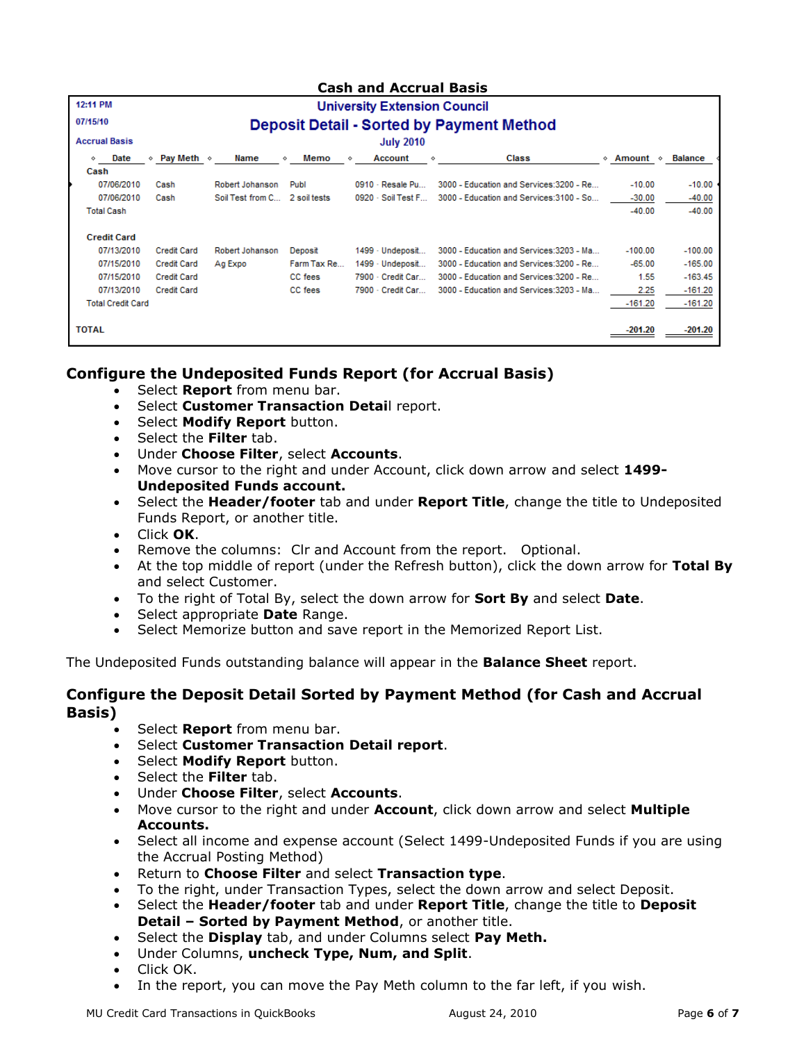**Cash and Accrual Basis**

12:11 PM
07/15/10
Accrual Basis

**University Extension Council**
**Deposit Detail - Sorted by Payment Method**
**July 2010**

| | Date | Pay Meth | Name | Memo | Account | Class | Amount | Balance |
|---|---|---|---|---|---|---|---|---|
| Cash | | | | | | | | |
| | 07/06/2010 | Cash | Robert Johanson | Publ | 0910 · Resale Pu... | 3000 - Education and Services:3200 - Re... | -10.00 | -10.00 |
| | 07/06/2010 | Cash | Soil Test from C... | 2 soil tests | 0920 · Soil Test F... | 3000 - Education and Services:3100 - So... | -30.00 | -40.00 |
| Total Cash | | | | | | | -40.00 | -40.00 |
| Credit Card | | | | | | | | |
| | 07/13/2010 | Credit Card | Robert Johanson | Deposit | 1499 · Undeposit... | 3000 - Education and Services:3203 - Ma... | -100.00 | -100.00 |
| | 07/15/2010 | Credit Card | Ag Expo | Farm Tax Re... | 1499 · Undeposit... | 3000 - Education and Services:3200 - Re... | -65.00 | -165.00 |
| | 07/15/2010 | Credit Card | | CC fees | 7900 · Credit Car... | 3000 - Education and Services:3200 - Re... | 1.55 | -163.45 |
| | 07/13/2010 | Credit Card | | CC fees | 7900 · Credit Car... | 3000 - Education and Services:3203 - Ma... | 2.25 | -161.20 |
| Total Credit Card | | | | | | | -161.20 | -161.20 |
| TOTAL | | | | | | | -201.20 | -201.20 |

## Configure the Undeposited Funds Report (for Accrual Basis)

- Select **Report** from menu bar.
- Select **Customer Transaction Detai**l report.
- Select **Modify Report** button.
- Select the **Filter** tab.
- Under **Choose Filter**, select **Accounts**.
- Move cursor to the right and under Account, click down arrow and select **1499-Undeposited Funds account.**
- Select the **Header/footer** tab and under **Report Title**, change the title to Undeposited Funds Report, or another title.
- Click **OK**.
- Remove the columns: Clr and Account from the report. Optional.
- At the top middle of report (under the Refresh button), click the down arrow for **Total By** and select Customer.
- To the right of Total By, select the down arrow for **Sort By** and select **Date**.
- Select appropriate **Date** Range.
- Select Memorize button and save report in the Memorized Report List.

The Undeposited Funds outstanding balance will appear in the **Balance Sheet** report.

## Configure the Deposit Detail Sorted by Payment Method (for Cash and Accrual Basis)

- Select **Report** from menu bar.
- Select **Customer Transaction Detail report**.
- Select **Modify Report** button.
- Select the **Filter** tab.
- Under **Choose Filter**, select **Accounts**.
- Move cursor to the right and under **Account**, click down arrow and select **Multiple Accounts.**
- Select all income and expense account (Select 1499-Undeposited Funds if you are using the Accrual Posting Method)
- Return to **Choose Filter** and select **Transaction type**.
- To the right, under Transaction Types, select the down arrow and select Deposit.
- Select the **Header/footer** tab and under **Report Title**, change the title to **Deposit Detail – Sorted by Payment Method**, or another title.
- Select the **Display** tab, and under Columns select **Pay Meth.**
- Under Columns, **uncheck Type, Num, and Split**.
- Click OK.
- In the report, you can move the Pay Meth column to the far left, if you wish.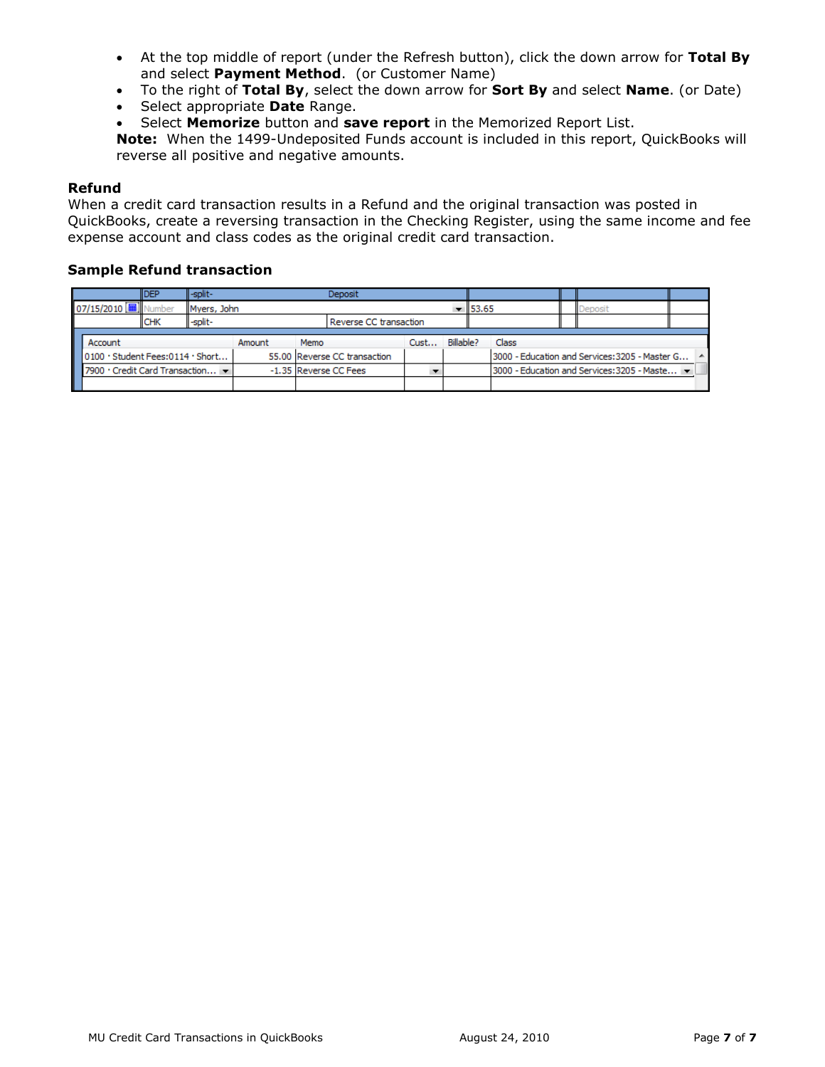- At the top middle of report (under the Refresh button), click the down arrow for **Total By** and select **Payment Method**. (or Customer Name)
- To the right of **Total By**, select the down arrow for **Sort By** and select **Name**. (or Date)
- Select appropriate **Date** Range.
- Select **Memorize** button and **save report** in the Memorized Report List.

**Note:** When the 1499-Undeposited Funds account is included in this report, QuickBooks will reverse all positive and negative amounts.

### Refund

When a credit card transaction results in a Refund and the original transaction was posted in QuickBooks, create a reversing transaction in the Checking Register, using the same income and fee expense account and class codes as the original credit card transaction.

### Sample Refund transaction

| | DEP | -split- | Deposit | | | |
|---|---|---|---|---|---|---|
| 07/15/2010 | Number | Myers, John | | 53.65 | | Deposit |
| | CHK | -split- | Reverse CC transaction | | | |

| Account | Amount | Memo | Cust... | Billable? | Class |
|---|---|---|---|---|---|
| 0100 · Student Fees:0114 · Short... | 55.00 | Reverse CC transaction | | | 3000 - Education and Services:3205 - Master G... |
| 7900 · Credit Card Transaction... | -1.35 | Reverse CC Fees | | | 3000 - Education and Services:3205 - Maste... |